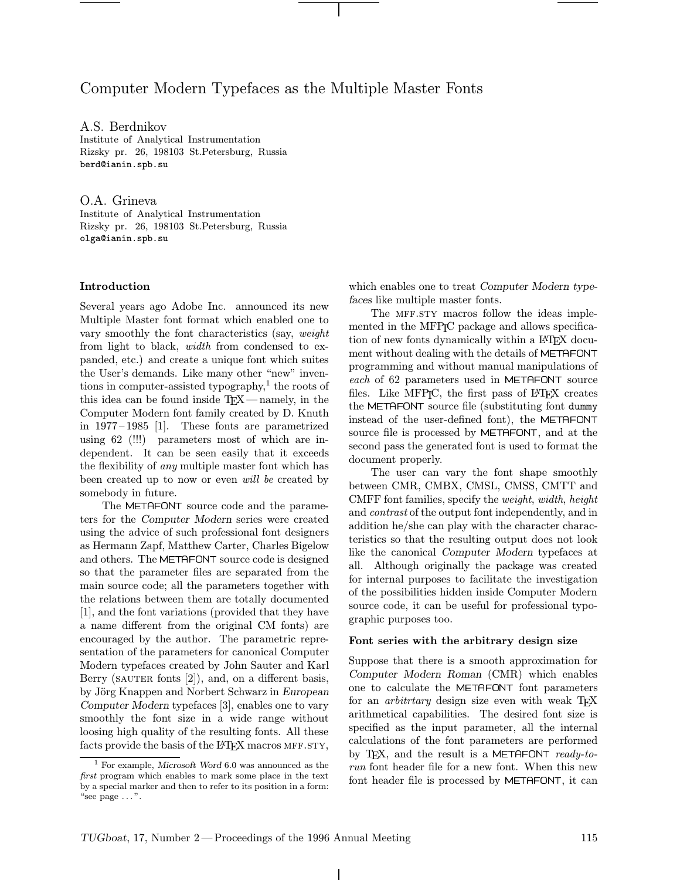# Computer Modern Typefaces as the Multiple Master Fonts

A.S. Berdnikov
Institute of Analytical Instrumentation
Rizsky pr. 26, 198103 St.Petersburg, Russia
berd@ianin.spb.su

O.A. Grineva
Institute of Analytical Instrumentation
Rizsky pr. 26, 198103 St.Petersburg, Russia
olga@ianin.spb.su

### Introduction

Several years ago Adobe Inc. announced its new Multiple Master font format which enabled one to vary smoothly the font characteristics (say, *weight* from light to black, *width* from condensed to expanded, etc.) and create a unique font which suites the User's demands. Like many other "new" inventions in computer-assisted typography,[1] the roots of this idea can be found inside TEX — namely, in the Computer Modern font family created by D. Knuth in 1977 – 1985 [1]. These fonts are parametrized using 62 (!!!) parameters most of which are independent. It can be seen easily that it exceeds the flexibility of *any* multiple master font which has been created up to now or even *will be* created by somebody in future.

The METAFONT source code and the parameters for the *Computer Modern* series were created using the advice of such professional font designers as Hermann Zapf, Matthew Carter, Charles Bigelow and others. The METAFONT source code is designed so that the parameter files are separated from the main source code; all the parameters together with the relations between them are totally documented [1], and the font variations (provided that they have a name different from the original CM fonts) are encouraged by the author. The parametric representation of the parameters for canonical Computer Modern typefaces created by John Sauter and Karl Berry (SAUTER fonts [2]), and, on a different basis, by Jörg Knappen and Norbert Schwarz in *European Computer Modern* typefaces [3], enables one to vary smoothly the font size in a wide range without loosing high quality of the resulting fonts. All these facts provide the basis of the LATEX macros MFF.STY, which enables one to treat *Computer Modern typefaces* like multiple master fonts.

The MFF.STY macros follow the ideas implemented in the MFPIC package and allows specification of new fonts dynamically within a LATEX document without dealing with the details of METAFONT programming and without manual manipulations of *each* of 62 parameters used in METAFONT source files. Like MFPIC, the first pass of LATEX creates the METAFONT source file (substituting font dummy instead of the user-defined font), the METAFONT source file is processed by METAFONT, and at the second pass the generated font is used to format the document properly.

The user can vary the font shape smoothly between CMR, CMBX, CMSL, CMSS, CMTT and CMFF font families, specify the *weight*, *width*, *height* and *contrast* of the output font independently, and in addition he/she can play with the character characteristics so that the resulting output does not look like the canonical *Computer Modern* typefaces at all. Although originally the package was created for internal purposes to facilitate the investigation of the possibilities hidden inside Computer Modern source code, it can be useful for professional typographic purposes too.

### Font series with the arbitrary design size

Suppose that there is a smooth approximation for *Computer Modern Roman* (CMR) which enables one to calculate the METAFONT font parameters for an *arbitrtary* design size even with weak TEX arithmetical capabilities. The desired font size is specified as the input parameter, all the internal calculations of the font parameters are performed by TEX, and the result is a METAFONT *ready-to-run* font header file for a new font. When this new font header file is processed by METAFONT, it can

[1] For example, *Microsoft Word* 6.0 was announced as the *first* program which enables to mark some place in the text by a special marker and then to refer to its position in a form: "see page . . . ".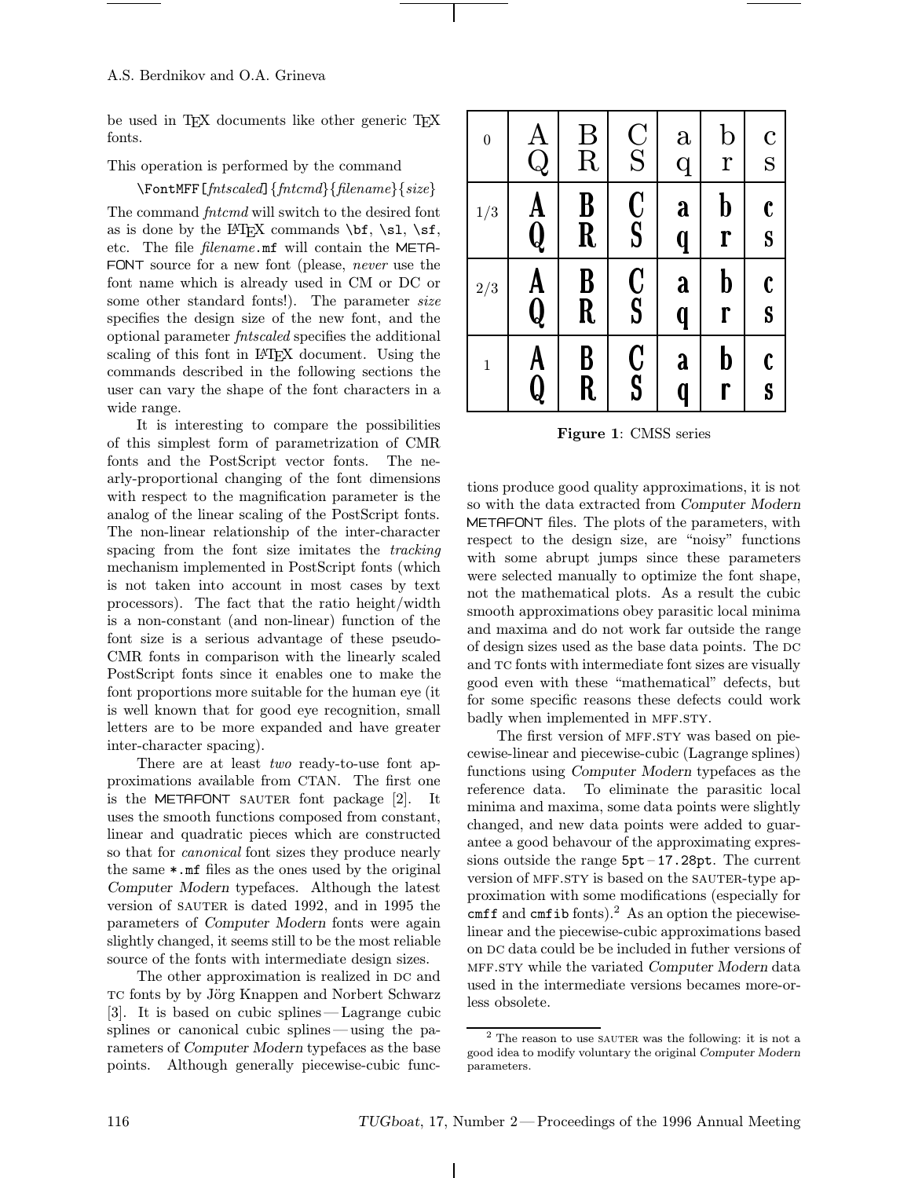be used in TEX documents like other generic TEX fonts.

This operation is performed by the command

`\FontMFF[`*fntscaled*`]{`*fntcmd*`}{`*filename*`}{`*size*`}`

The command *fntcmd* will switch to the desired font as is done by the LATEX commands `\bf`, `\sl`, `\sf`, etc. The file *filename*`.mf` will contain the METAFONT source for a new font (please, *never* use the font name which is already used in CM or DC or some other standard fonts!). The parameter *size* specifies the design size of the new font, and the optional parameter *fntscaled* specifies the additional scaling of this font in LATEX document. Using the commands described in the following sections the user can vary the shape of the font characters in a wide range.

It is interesting to compare the possibilities of this simplest form of parametrization of CMR fonts and the PostScript vector fonts. The nearly-proportional changing of the font dimensions with respect to the magnification parameter is the analog of the linear scaling of the PostScript fonts. The non-linear relationship of the inter-character spacing from the font size imitates the *tracking* mechanism implemented in PostScript fonts (which is not taken into account in most cases by text processors). The fact that the ratio height/width is a non-constant (and non-linear) function of the font size is a serious advantage of these pseudo-CMR fonts in comparison with the linearly scaled PostScript fonts since it enables one to make the font proportions more suitable for the human eye (it is well known that for good eye recognition, small letters are to be more expanded and have greater inter-character spacing).

There are at least *two* ready-to-use font approximations available from CTAN. The first one is the METAFONT SAUTER font package [2]. It uses the smooth functions composed from constant, linear and quadratic pieces which are constructed so that for *canonical* font sizes they produce nearly the same `*.mf` files as the ones used by the original *Computer Modern* typefaces. Although the latest version of SAUTER is dated 1992, and in 1995 the parameters of *Computer Modern* fonts were again slightly changed, it seems still to be the most reliable source of the fonts with intermediate design sizes.

The other approximation is realized in DC and TC fonts by by Jörg Knappen and Norbert Schwarz [3]. It is based on cubic splines — Lagrange cubic splines or canonical cubic splines — using the parameters of *Computer Modern* typefaces as the base points. Although generally piecewise-cubic functions produce good quality approximations, it is not so with the data extracted from *Computer Modern* METAFONT files. The plots of the parameters, with respect to the design size, are "noisy" functions with some abrupt jumps since these parameters were selected manually to optimize the font shape, not the mathematical plots. As a result the cubic smooth approximations obey parasitic local minima and maxima and do not work far outside the range of design sizes used as the base data points. The DC and TC fonts with intermediate font sizes are visually good even with these "mathematical" defects, but for some specific reasons these defects could work badly when implemented in MFF.STY.

| | | | | | | |
|---|---|---|---|---|---|---|
| 0 | A Q | B R | C S | a q | b r | c s |
| 1/3 | **A Q** | **B R** | **C S** | **a q** | **b r** | **c s** |
| 2/3 | **A Q** | **B R** | **C S** | **a q** | **b r** | **c s** |
| 1 | **A Q** | **B R** | **C S** | **a q** | **b r** | **c s** |

**Figure 1**: CMSS series

The first version of MFF.STY was based on piecewise-linear and piecewise-cubic (Lagrange splines) functions using *Computer Modern* typefaces as the reference data. To eliminate the parasitic local minima and maxima, some data points were slightly changed, and new data points were added to guarantee a good behavour of the approximating expressions outside the range `5pt`–`17.28pt`. The current version of MFF.STY is based on the SAUTER-type approximation with some modifications (especially for `cmff` and `cmfib` fonts).[2] As an option the piecewise-linear and the piecewise-cubic approximations based on DC data could be be included in futher versions of MFF.STY while the variated *Computer Modern* data used in the intermediate versions becames more-or-less obsolete.

[2] The reason to use SAUTER was the following: it is not a good idea to modify voluntary the original *Computer Modern* parameters.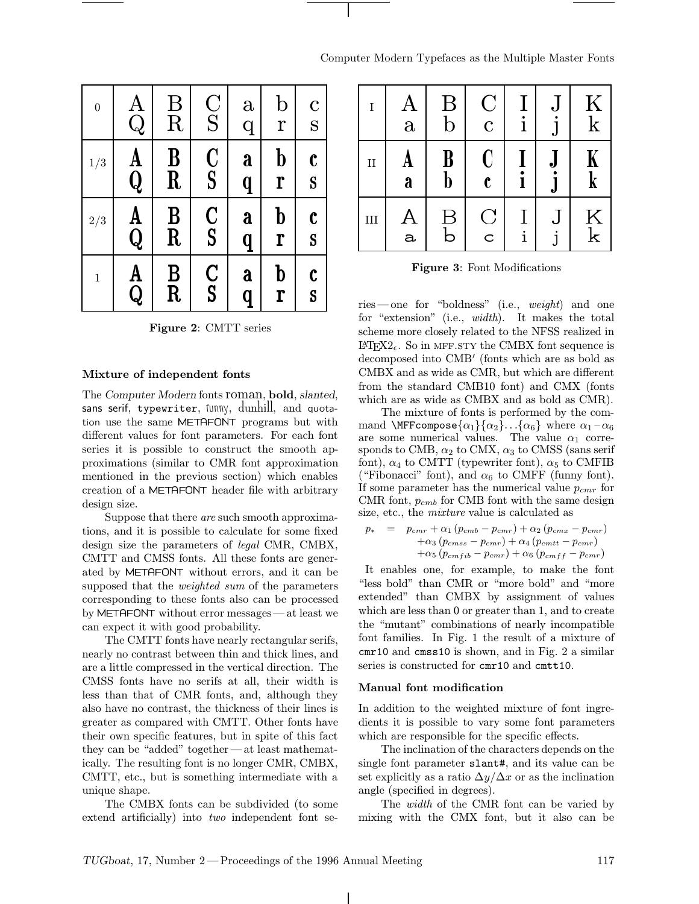| 0 | A Q | B R | C S | a q | b r | c s |
|---|---|---|---|---|---|---|
| 1/3 | A Q | B R | C S | a q | b r | c s |
| 2/3 | A Q | B R | C S | a q | b r | c s |
| 1 | A Q | B R | C S | a q | b r | c s |

**Figure 2**: CMTT series

### Mixture of independent fonts

The *Computer Modern* fonts roman, **bold**, *slanted*, sans serif, typewriter, funny, dunhill, and quotation use the same METAFONT programs but with different values for font parameters. For each font series it is possible to construct the smooth approximations (similar to CMR font approximation mentioned in the previous section) which enables creation of a METAFONT header file with arbitrary design size.

Suppose that there *are* such smooth approximations, and it is possible to calculate for some fixed design size the parameters of *legal* CMR, CMBX, CMTT and CMSS fonts. All these fonts are generated by METAFONT without errors, and it can be supposed that the *weighted sum* of the parameters corresponding to these fonts also can be processed by METAFONT without error messages — at least we can expect it with good probability.

The CMTT fonts have nearly rectangular serifs, nearly no contrast between thin and thick lines, and are a little compressed in the vertical direction. The CMSS fonts have no serifs at all, their width is less than that of CMR fonts, and, although they also have no contrast, the thickness of their lines is greater as compared with CMTT. Other fonts have their own specific features, but in spite of this fact they can be "added" together — at least mathematically. The resulting font is no longer CMR, CMBX, CMTT, etc., but is something intermediate with a unique shape.

The CMBX fonts can be subdivided (to some extend artificially) into *two* independent font series — one for "boldness" (i.e., *weight*) and one for "extension" (i.e., *width*). It makes the total scheme more closely related to the NFSS realized in LaTeX2ε. So in MFF.STY the CMBX font sequence is decomposed into CMB′ (fonts which are as bold as CMBX and as wide as CMR, but which are different from the standard CMB10 font) and CMX (fonts which are as wide as CMBX and as bold as CMR).

The mixture of fonts is performed by the command `\MFFcompose`$\{\alpha_1\}\{\alpha_2\}\ldots\{\alpha_6\}$ where $\alpha_1$–$\alpha_6$ are some numerical values. The value $\alpha_1$ corresponds to CMB, $\alpha_2$ to CMX, $\alpha_3$ to CMSS (sans serif font), $\alpha_4$ to CMTT (typewriter font), $\alpha_5$ to CMFIB ("Fibonacci" font), and $\alpha_6$ to CMFF (funny font). If some parameter has the numerical value $p_{cmr}$ for CMR font, $p_{cmb}$ for CMB font with the same design size, etc., the *mixture* value is calculated as

$$\begin{aligned} p_* \quad = \quad & p_{cmr} + \alpha_1\,(p_{cmb} - p_{cmr}) + \alpha_2\,(p_{cmx} - p_{cmr}) \\ & + \alpha_3\,(p_{cmss} - p_{cmr}) + \alpha_4\,(p_{cmtt} - p_{cmr}) \\ & + \alpha_5\,(p_{cmfib} - p_{cmr}) + \alpha_6\,(p_{cmff} - p_{cmr}) \end{aligned}$$

It enables one, for example, to make the font "less bold" than CMR or "more bold" and "more extended" than CMBX by assignment of values which are less than 0 or greater than 1, and to create the "mutant" combinations of nearly incompatible font families. In Fig. 1 the result of a mixture of `cmr10` and `cmss10` is shown, and in Fig. 2 a similar series is constructed for `cmr10` and `cmtt10`.

| I | A a | B b | C c | I i | J j | K k |
|---|---|---|---|---|---|---|
| II | A a | B b | C c | I i | J j | K k |
| III | A a | B b | C c | I i | J j | K k |

**Figure 3**: Font Modifications

### Manual font modification

In addition to the weighted mixture of font ingredients it is possible to vary some font parameters which are responsible for the specific effects.

The inclination of the characters depends on the single font parameter `slant#`, and its value can be set explicitly as a ratio $\Delta y/\Delta x$ or as the inclination angle (specified in degrees).

The *width* of the CMR font can be varied by mixing with the CMX font, but it also can be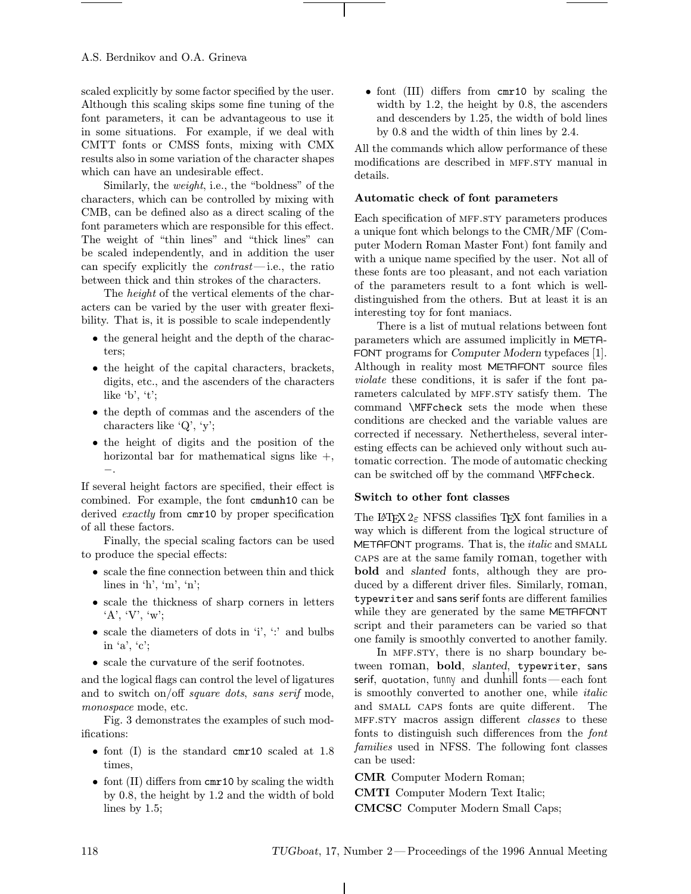scaled explicitly by some factor specified by the user. Although this scaling skips some fine tuning of the font parameters, it can be advantageous to use it in some situations. For example, if we deal with CMTT fonts or CMSS fonts, mixing with CMX results also in some variation of the character shapes which can have an undesirable effect.

Similarly, the *weight*, i.e., the "boldness" of the characters, which can be controlled by mixing with CMB, can be defined also as a direct scaling of the font parameters which are responsible for this effect. The weight of "thin lines" and "thick lines" can be scaled independently, and in addition the user can specify explicitly the *contrast*—i.e., the ratio between thick and thin strokes of the characters.

The *height* of the vertical elements of the characters can be varied by the user with greater flexibility. That is, it is possible to scale independently

- the general height and the depth of the characters;
- the height of the capital characters, brackets, digits, etc., and the ascenders of the characters like 'b', 't';
- the depth of commas and the ascenders of the characters like 'Q', 'y';
- the height of digits and the position of the horizontal bar for mathematical signs like +, −.

If several height factors are specified, their effect is combined. For example, the font `cmdunh10` can be derived *exactly* from `cmr10` by proper specification of all these factors.

Finally, the special scaling factors can be used to produce the special effects:

- scale the fine connection between thin and thick lines in 'h', 'm', 'n';
- scale the thickness of sharp corners in letters 'A', 'V', 'w';
- scale the diameters of dots in 'i', ':' and bulbs in 'a', 'c';
- scale the curvature of the serif footnotes.

and the logical flags can control the level of ligatures and to switch on/off *square dots*, *sans serif* mode, *monospace* mode, etc.

Fig. 3 demonstrates the examples of such modifications:

- font (I) is the standard `cmr10` scaled at 1.8 times,
- font (II) differs from `cmr10` by scaling the width by 0.8, the height by 1.2 and the width of bold lines by 1.5;
- font (III) differs from `cmr10` by scaling the width by 1.2, the height by 0.8, the ascenders and descenders by 1.25, the width of bold lines by 0.8 and the width of thin lines by 2.4.

All the commands which allow performance of these modifications are described in MFF.STY manual in details.

### Automatic check of font parameters

Each specification of MFF.STY parameters produces a unique font which belongs to the CMR/MF (Computer Modern Roman Master Font) font family and with a unique name specified by the user. Not all of these fonts are too pleasant, and not each variation of the parameters result to a font which is well-distinguished from the others. But at least it is an interesting toy for font maniacs.

There is a list of mutual relations between font parameters which are assumed implicitly in METAFONT programs for *Computer Modern* typefaces [1]. Although in reality most METAFONT source files *violate* these conditions, it is safer if the font parameters calculated by MFF.STY satisfy them. The command `\MFFcheck` sets the mode when these conditions are checked and the variable values are corrected if necessary. Nethertheless, several interesting effects can be achieved only without such automatic correction. The mode of automatic checking can be switched off by the command `\MFFcheck`.

### Switch to other font classes

The LaTeX 2ε NFSS classifies TeX font families in a way which is different from the logical structure of METAFONT programs. That is, the *italic* and SMALL CAPS are at the same family roman, together with **bold** and *slanted* fonts, although they are produced by a different driver files. Similarly, roman, `typewriter` and sans serif fonts are different families while they are generated by the same METAFONT script and their parameters can be varied so that one family is smoothly converted to another family.

In MFF.STY, there is no sharp boundary between roman, **bold**, *slanted*, `typewriter`, sans serif, quotation, funny and dunhill fonts—each font is smoothly converted to another one, while *italic* and SMALL CAPS fonts are quite different. The MFF.STY macros assign different *classes* to these fonts to distinguish such differences from the *font families* used in NFSS. The following font classes can be used:

**CMR** Computer Modern Roman;

**CMTI** Computer Modern Text Italic;

**CMCSC** Computer Modern Small Caps;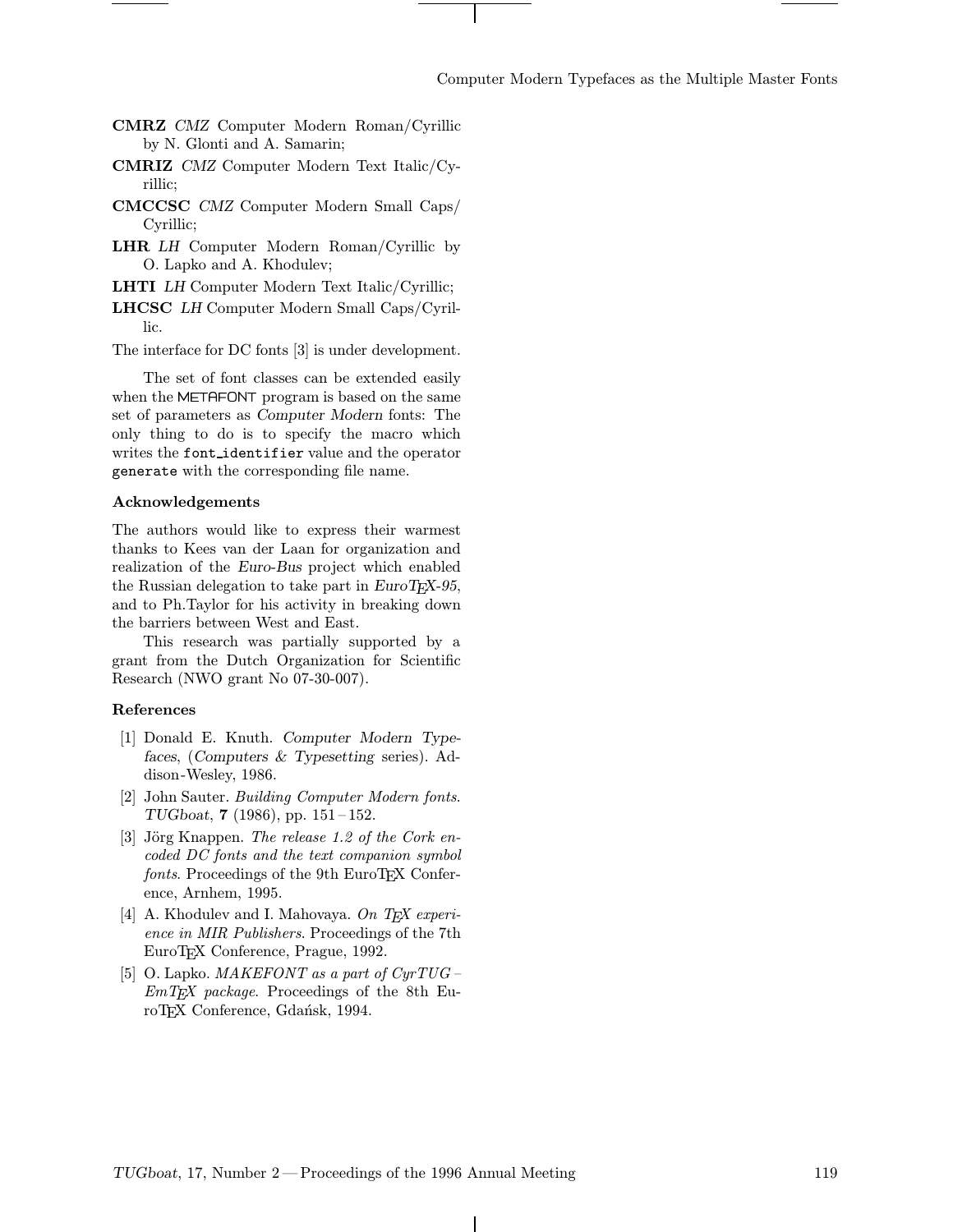**CMRZ** *CMZ* Computer Modern Roman/Cyrillic by N. Glonti and A. Samarin;

**CMRIZ** *CMZ* Computer Modern Text Italic/Cyrillic;

**CMCCSC** *CMZ* Computer Modern Small Caps/Cyrillic;

**LHR** *LH* Computer Modern Roman/Cyrillic by O. Lapko and A. Khodulev;

**LHTI** *LH* Computer Modern Text Italic/Cyrillic;

**LHCSC** *LH* Computer Modern Small Caps/Cyrillic.

The interface for DC fonts [3] is under development.

The set of font classes can be extended easily when the METAFONT program is based on the same set of parameters as *Computer Modern* fonts: The only thing to do is to specify the macro which writes the `font_identifier` value and the operator `generate` with the corresponding file name.

### Acknowledgements

The authors would like to express their warmest thanks to Kees van der Laan for organization and realization of the *Euro-Bus* project which enabled the Russian delegation to take part in *EuroTEX-95*, and to Ph.Taylor for his activity in breaking down the barriers between West and East.

This research was partially supported by a grant from the Dutch Organization for Scientific Research (NWO grant No 07-30-007).

### References

[1] Donald E. Knuth. *Computer Modern Typefaces*, (*Computers & Typesetting* series). Addison-Wesley, 1986.

[2] John Sauter. *Building Computer Modern fonts*. *TUGboat*, **7** (1986), pp. 151 – 152.

[3] Jörg Knappen. *The release 1.2 of the Cork encoded DC fonts and the text companion symbol fonts*. Proceedings of the 9th EuroTEX Conference, Arnhem, 1995.

[4] A. Khodulev and I. Mahovaya. *On TEX experience in MIR Publishers*. Proceedings of the 7th EuroTEX Conference, Prague, 1992.

[5] O. Lapko. *MAKEFONT as a part of CyrTUG – EmTEX package*. Proceedings of the 8th EuroTEX Conference, Gdańsk, 1994.